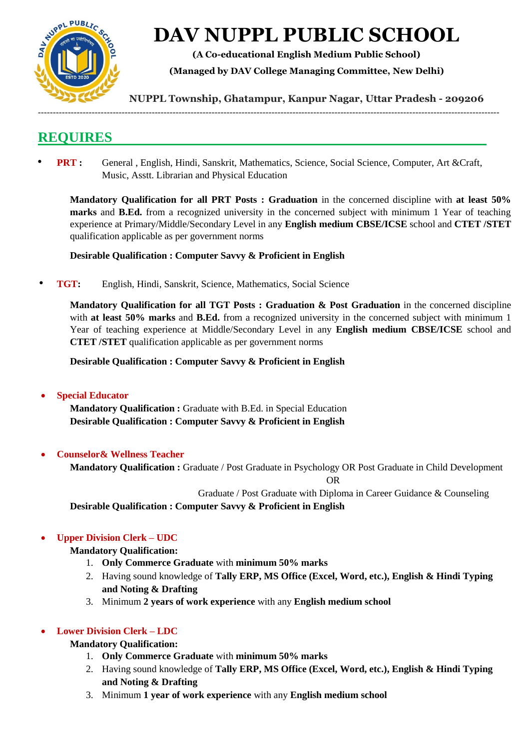# DAV NUPPL PUBLIC SCHOOL

**(A Co-educational English Medium Public School)**

**(Managed by DAV College Managing Committee, New Delhi)**

**NUPPL Township, Ghatampur, Kanpur Nagar, Uttar Pradesh - 209206**

---

## REQUIRES

- **PRT :** General , English, Hindi, Sanskrit, Mathematics, Science, Social Science, Computer, Art &Craft, Music, Asstt. Librarian and Physical Education

  **Mandatory Qualification for all PRT Posts : Graduation** in the concerned discipline with **at least 50% marks** and **B.Ed.** from a recognized university in the concerned subject with minimum 1 Year of teaching experience at Primary/Middle/Secondary Level in any **English medium CBSE/ICSE** school and **CTET /STET** qualification applicable as per government norms

  **Desirable Qualification : Computer Savvy & Proficient in English**

- **TGT:** English, Hindi, Sanskrit, Science, Mathematics, Social Science

  **Mandatory Qualification for all TGT Posts : Graduation & Post Graduation** in the concerned discipline with **at least 50% marks** and **B.Ed.** from a recognized university in the concerned subject with minimum 1 Year of teaching experience at Middle/Secondary Level in any **English medium CBSE/ICSE** school and **CTET /STET** qualification applicable as per government norms

  **Desirable Qualification : Computer Savvy & Proficient in English**

- **Special Educator**

  **Mandatory Qualification :** Graduate with B.Ed. in Special Education
  **Desirable Qualification : Computer Savvy & Proficient in English**

- **Counselor& Wellness Teacher**

  **Mandatory Qualification :** Graduate / Post Graduate in Psychology OR Post Graduate in Child Development

  OR

  Graduate / Post Graduate with Diploma in Career Guidance & Counseling
  **Desirable Qualification : Computer Savvy & Proficient in English**

- **Upper Division Clerk – UDC**

  **Mandatory Qualification:**
  1. **Only Commerce Graduate** with **minimum 50% marks**
  2. Having sound knowledge of **Tally ERP, MS Office (Excel, Word, etc.), English & Hindi Typing and Noting & Drafting**
  3. Minimum **2 years of work experience** with any **English medium school**

- **Lower Division Clerk – LDC**

  **Mandatory Qualification:**
  1. **Only Commerce Graduate** with **minimum 50% marks**
  2. Having sound knowledge of **Tally ERP, MS Office (Excel, Word, etc.), English & Hindi Typing and Noting & Drafting**
  3. Minimum **1 year of work experience** with any **English medium school**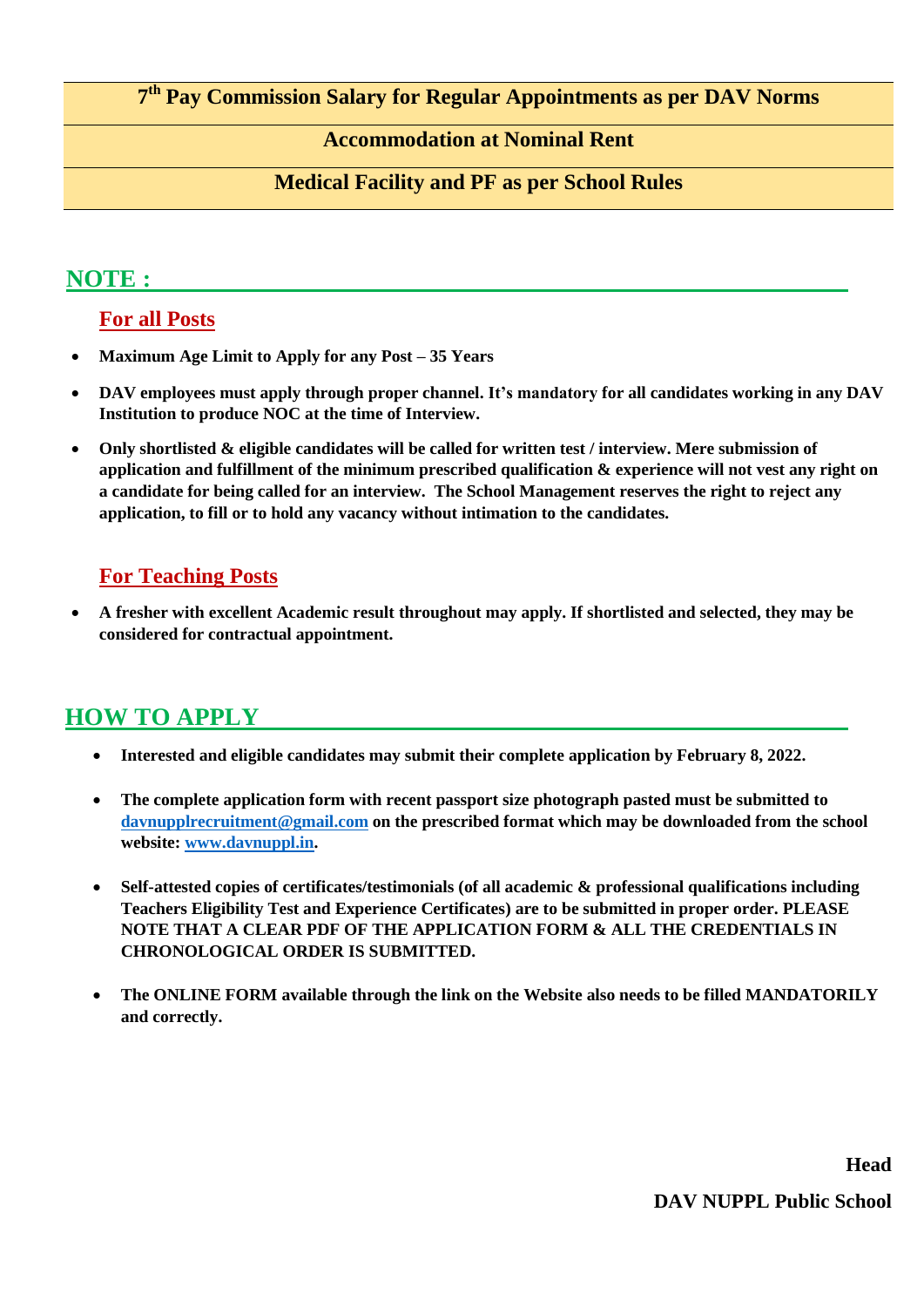**$7^{th}$ Pay Commission Salary for Regular Appointments as per DAV Norms**

**Accommodation at Nominal Rent**

**Medical Facility and PF as per School Rules**

## NOTE :

### For all Posts

- **Maximum Age Limit to Apply for any Post – 35 Years**
- **DAV employees must apply through proper channel. It's mandatory for all candidates working in any DAV Institution to produce NOC at the time of Interview.**
- **Only shortlisted & eligible candidates will be called for written test / interview. Mere submission of application and fulfillment of the minimum prescribed qualification & experience will not vest any right on a candidate for being called for an interview. The School Management reserves the right to reject any application, to fill or to hold any vacancy without intimation to the candidates.**

### For Teaching Posts

- **A fresher with excellent Academic result throughout may apply. If shortlisted and selected, they may be considered for contractual appointment.**

## HOW TO APPLY

- **Interested and eligible candidates may submit their complete application by February 8, 2022.**
- **The complete application form with recent passport size photograph pasted must be submitted to davnupplrecruitment@gmail.com on the prescribed format which may be downloaded from the school website: www.davnuppl.in.**
- **Self-attested copies of certificates/testimonials (of all academic & professional qualifications including Teachers Eligibility Test and Experience Certificates) are to be submitted in proper order. PLEASE NOTE THAT A CLEAR PDF OF THE APPLICATION FORM & ALL THE CREDENTIALS IN CHRONOLOGICAL ORDER IS SUBMITTED.**
- **The ONLINE FORM available through the link on the Website also needs to be filled MANDATORILY and correctly.**

**Head**

**DAV NUPPL Public School**